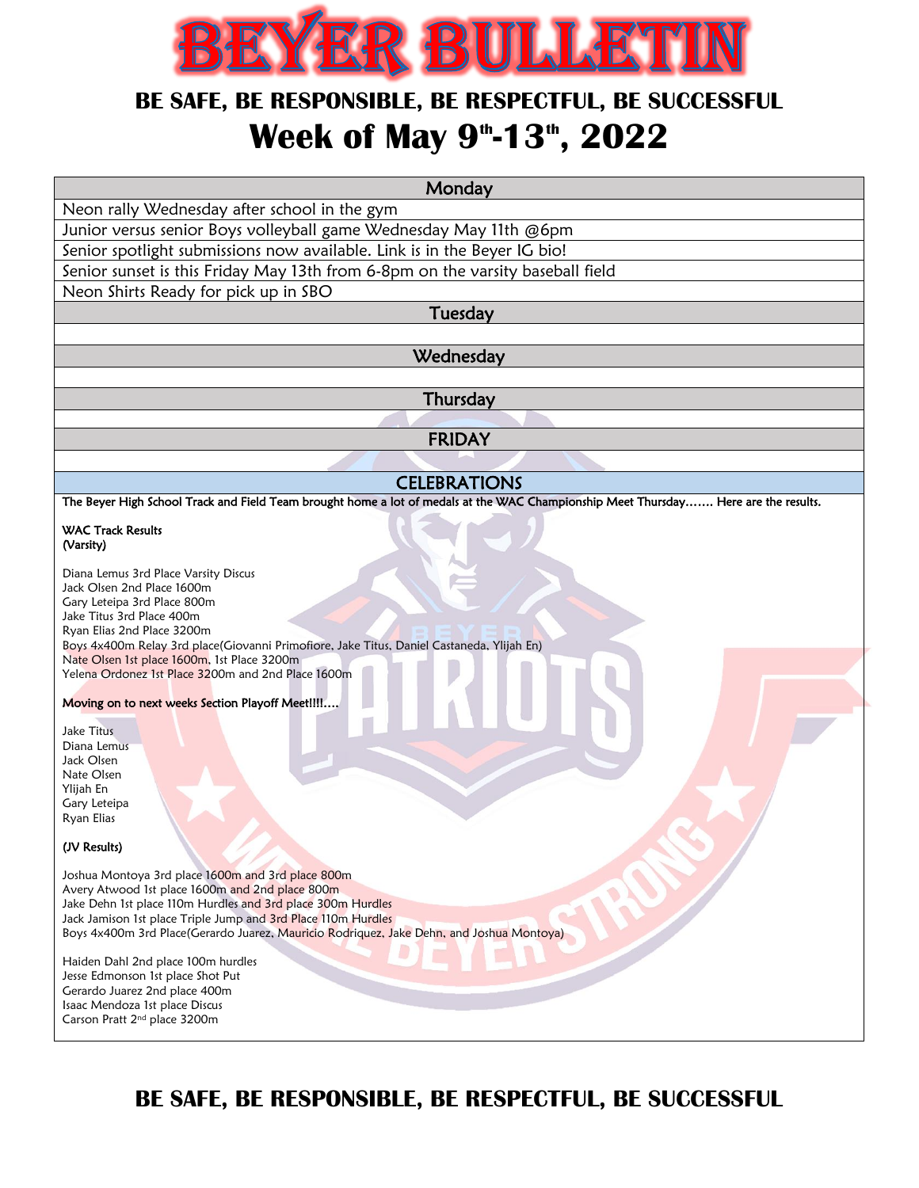# BEYER BULLETIN

## BE SAFE, BE RESPONSIBLE, BE RESPECTFUL, BE SUCCESSFUL

# Week of May 9th-13th, 2022

| Monday |
|---|
| Neon rally Wednesday after school in the gym |
| Junior versus senior Boys volleyball game Wednesday May 11th @6pm |
| Senior spotlight submissions now available. Link is in the Beyer IG bio! |
| Senior sunset is this Friday May 13th from 6-8pm on the varsity baseball field |
| Neon Shirts Ready for pick up in SBO |
| **Tuesday** |
| |
| **Wednesday** |
| |
| **Thursday** |
| |
| **FRIDAY** |
| |

## CELEBRATIONS

**The Beyer High School Track and Field Team brought home a lot of medals at the WAC Championship Meet Thursday……. Here are the results.**

**WAC Track Results**
**(Varsity)**

Diana Lemus 3rd Place Varsity Discus
Jack Olsen 2nd Place 1600m
Gary Leteipa 3rd Place 800m
Jake Titus 3rd Place 400m
Ryan Elias 2nd Place 3200m
Boys 4x400m Relay 3rd place(Giovanni Primofiore, Jake Titus, Daniel Castaneda, Ylijah En)
Nate Olsen 1st place 1600m, 1st Place 3200m
Yelena Ordonez 1st Place 3200m and 2nd Place 1600m

**Moving on to next weeks Section Playoff Meet!!!!….**

Jake Titus
Diana Lemus
Jack Olsen
Nate Olsen
Ylijah En
Gary Leteipa
Ryan Elias

**(JV Results)**

Joshua Montoya 3rd place 1600m and 3rd place 800m
Avery Atwood 1st place 1600m and 2nd place 800m
Jake Dehn 1st place 110m Hurdles and 3rd place 300m Hurdles
Jack Jamison 1st place Triple Jump and 3rd Place 110m Hurdles
Boys 4x400m 3rd Place(Gerardo Juarez, Mauricio Rodriquez, Jake Dehn, and Joshua Montoya)

Haiden Dahl 2nd place 100m hurdles
Jesse Edmonson 1st place Shot Put
Gerardo Juarez 2nd place 400m
Isaac Mendoza 1st place Discus
Carson Pratt 2nd place 3200m

## BE SAFE, BE RESPONSIBLE, BE RESPECTFUL, BE SUCCESSFUL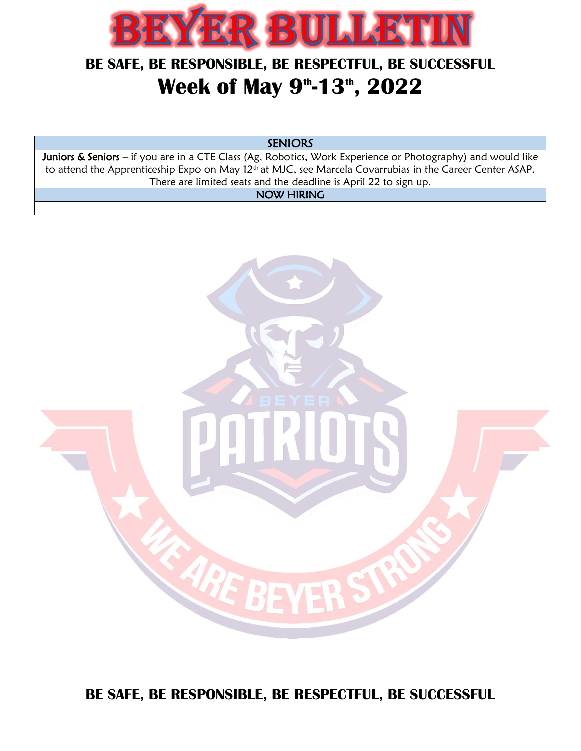# BEYER BULLETIN

## BE SAFE, BE RESPONSIBLE, BE RESPECTFUL, BE SUCCESSFUL

# Week of May 9th-13th, 2022

| SENIORS |
| --- |
| **Juniors & Seniors** – if you are in a CTE Class (Ag, Robotics, Work Experience or Photography) and would like to attend the Apprenticeship Expo on May 12th at MJC, see Marcela Covarrubias in the Career Center ASAP. There are limited seats and the deadline is April 22 to sign up. |
| NOW HIRING |
| |

## BE SAFE, BE RESPONSIBLE, BE RESPECTFUL, BE SUCCESSFUL